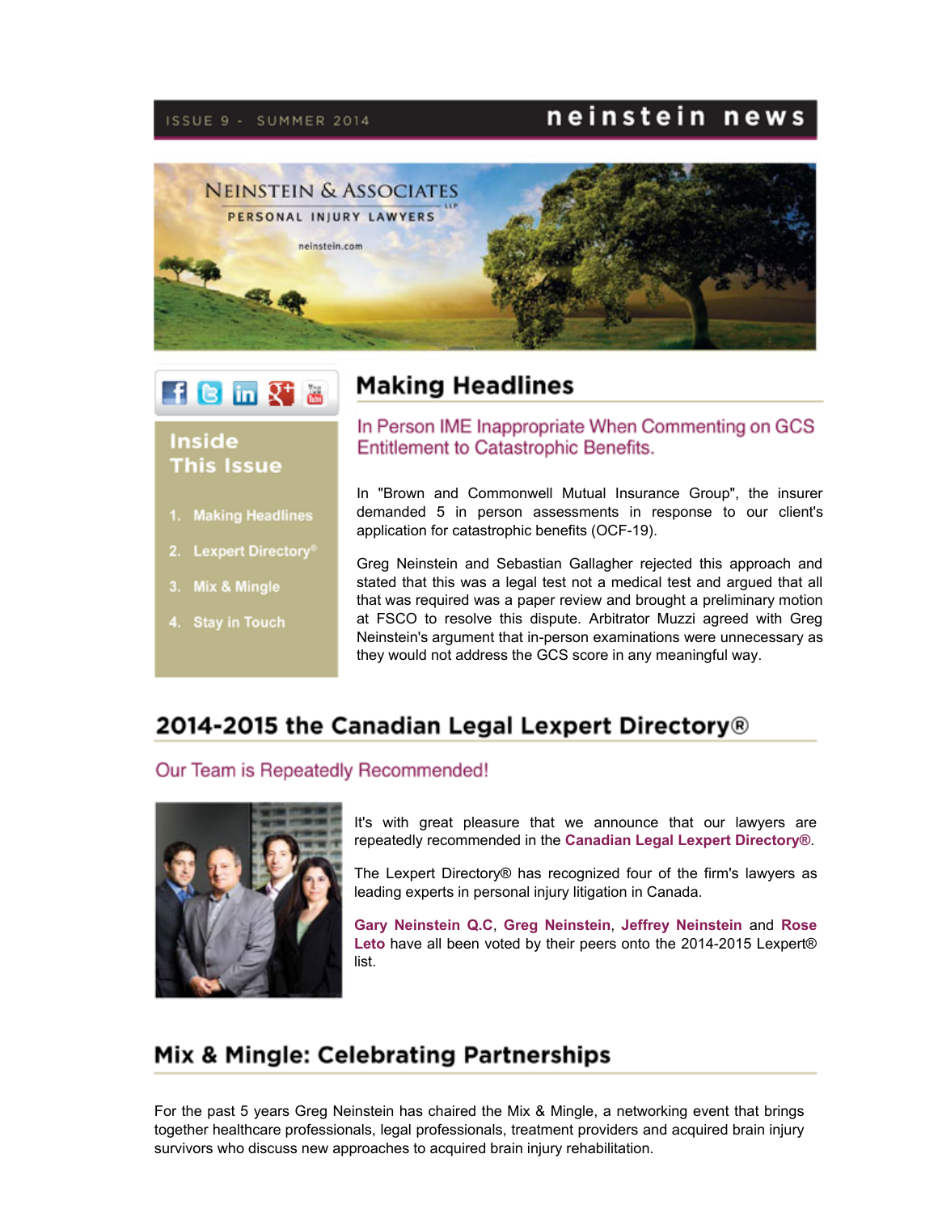ISSUE 9 - SUMMER 2014

# neinstein news

NEINSTEIN & ASSOCIATES LLP
PERSONAL INJURY LAWYERS
neinstein.com

## Inside This Issue

1. Making Headlines
2. Lexpert Directory®
3. Mix & Mingle
4. Stay in Touch

## Making Headlines

### In Person IME Inappropriate When Commenting on GCS Entitlement to Catastrophic Benefits.

In "Brown and Commonwell Mutual Insurance Group", the insurer demanded 5 in person assessments in response to our client's application for catastrophic benefits (OCF-19).

Greg Neinstein and Sebastian Gallagher rejected this approach and stated that this was a legal test not a medical test and argued that all that was required was a paper review and brought a preliminary motion at FSCO to resolve this dispute. Arbitrator Muzzi agreed with Greg Neinstein's argument that in-person examinations were unnecessary as they would not address the GCS score in any meaningful way.

## 2014-2015 the Canadian Legal Lexpert Directory®

### Our Team is Repeatedly Recommended!

It's with great pleasure that we announce that our lawyers are repeatedly recommended in the **Canadian Legal Lexpert Directory®**.

The Lexpert Directory® has recognized four of the firm's lawyers as leading experts in personal injury litigation in Canada.

**Gary Neinstein Q.C**, **Greg Neinstein**, **Jeffrey Neinstein** and **Rose Leto** have all been voted by their peers onto the 2014-2015 Lexpert® list.

## Mix & Mingle: Celebrating Partnerships

For the past 5 years Greg Neinstein has chaired the Mix & Mingle, a networking event that brings together healthcare professionals, legal professionals, treatment providers and acquired brain injury survivors who discuss new approaches to acquired brain injury rehabilitation.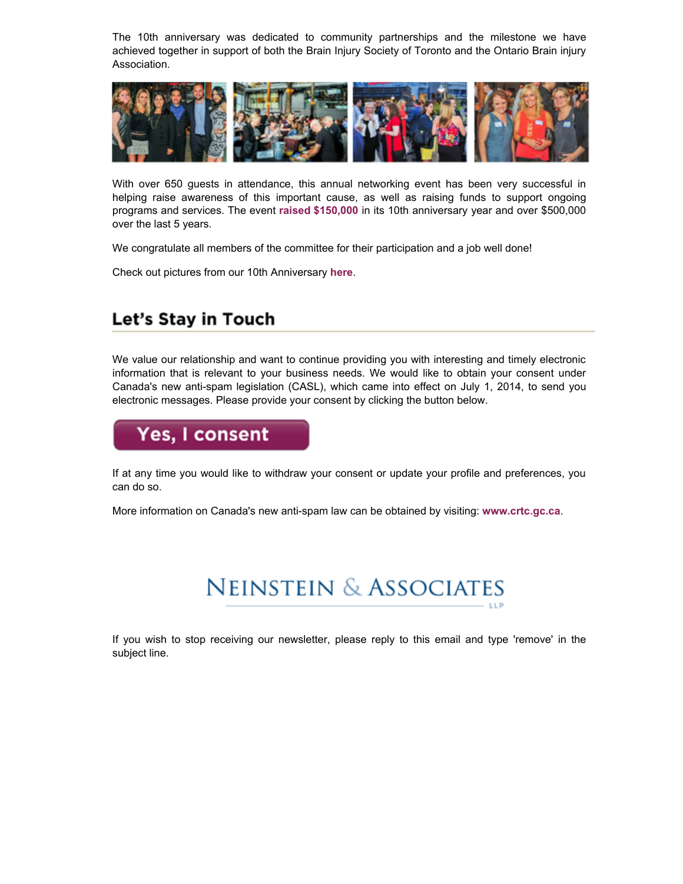The 10th anniversary was dedicated to community partnerships and the milestone we have achieved together in support of both the Brain Injury Society of Toronto and the Ontario Brain injury Association.

With over 650 guests in attendance, this annual networking event has been very successful in helping raise awareness of this important cause, as well as raising funds to support ongoing programs and services. The event **raised $150,000** in its 10th anniversary year and over $500,000 over the last 5 years.

We congratulate all members of the committee for their participation and a job well done!

Check out pictures from our 10th Anniversary **here**.

## Let's Stay in Touch

We value our relationship and want to continue providing you with interesting and timely electronic information that is relevant to your business needs. We would like to obtain your consent under Canada's new anti-spam legislation (CASL), which came into effect on July 1, 2014, to send you electronic messages. Please provide your consent by clicking the button below.

**Yes, I consent**

If at any time you would like to withdraw your consent or update your profile and preferences, you can do so.

More information on Canada's new anti-spam law can be obtained by visiting: **www.crtc.gc.ca**.

NEINSTEIN & ASSOCIATES LLP

If you wish to stop receiving our newsletter, please reply to this email and type 'remove' in the subject line.